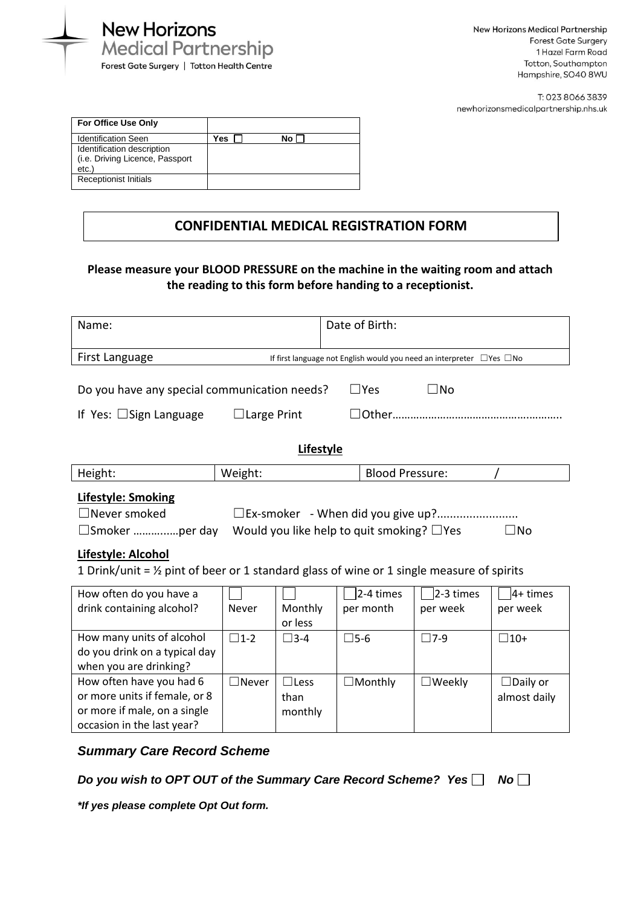**New Horizons Medical Partnership**
Forest Gate Surgery | Totton Health Centre

New Horizons Medical Partnership
Forest Gate Surgery
1 Hazel Farm Road
Totton, Southampton
Hampshire, SO40 8WU

T: 023 8066 3839
newhorizonsmedicalpartnership.nhs.uk

| For Office Use Only | |
|---|---|
| Identification Seen | Yes ☐ No ☐ |
| Identification description (i.e. Driving Licence, Passport etc.) | |
| Receptionist Initials | |

# CONFIDENTIAL MEDICAL REGISTRATION FORM

**Please measure your BLOOD PRESSURE on the machine in the waiting room and attach the reading to this form before handing to a receptionist.**

| Name: | Date of Birth: |
|---|---|
| First Language | If first language not English would you need an interpreter ☐Yes ☐No |

Do you have any special communication needs? ☐Yes ☐No

If Yes: ☐Sign Language ☐Large Print ☐Other…………………………………………….

## Lifestyle

| Height: | Weight: | Blood Pressure: / |
|---|---|---|

**Lifestyle: Smoking**

☐Never smoked ☐Ex-smoker - When did you give up?.........................

☐Smoker …………...per day Would you like help to quit smoking? ☐Yes ☐No

**Lifestyle: Alcohol**

1 Drink/unit = ½ pint of beer or 1 standard glass of wine or 1 single measure of spirits

| How often do you have a drink containing alcohol? | ☐ Never | ☐ Monthly or less | ☐ 2-4 times per month | ☐ 2-3 times per week | ☐ 4+ times per week |
|---|---|---|---|---|---|
| How many units of alcohol do you drink on a typical day when you are drinking? | ☐1-2 | ☐3-4 | ☐5-6 | ☐7-9 | ☐10+ |
| How often have you had 6 or more units if female, or 8 or more if male, on a single occasion in the last year? | ☐Never | ☐Less than monthly | ☐Monthly | ☐Weekly | ☐Daily or almost daily |

***Summary Care Record Scheme***

***Do you wish to OPT OUT of the Summary Care Record Scheme? Yes ☐ No ☐***

***\*If yes please complete Opt Out form.***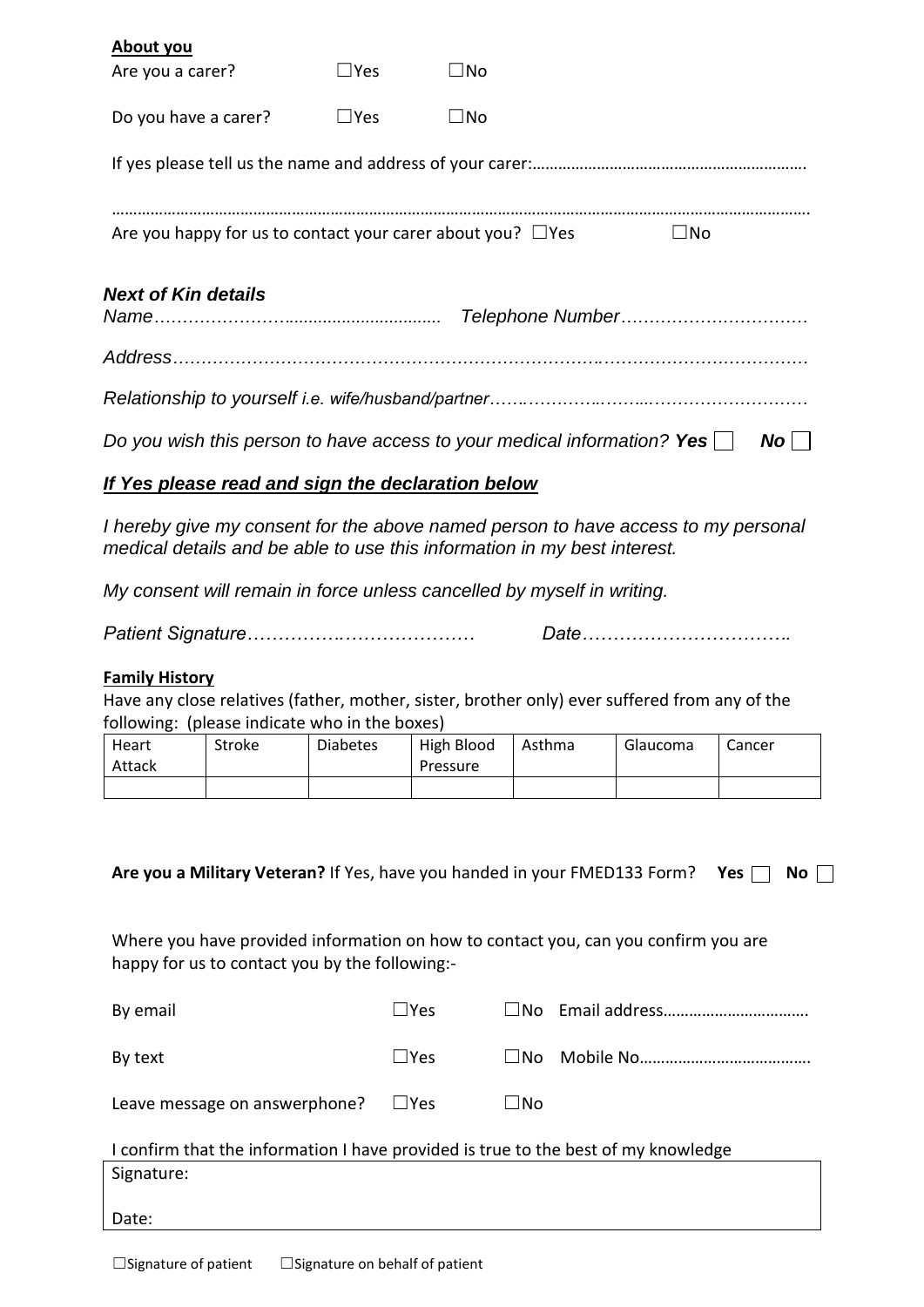**About you**

Are you a carer? ☐Yes ☐No

Do you have a carer? ☐Yes ☐No

If yes please tell us the name and address of your carer:……………………………………………………….

…………………………………………………………………………………………………………………………………………

Are you happy for us to contact your carer about you? ☐Yes ☐No

### *Next of Kin details*

*Name……………………............................... Telephone Number……………………………*

*Address……………………………………………………………………………………………………*

*Relationship to yourself i.e. wife/husband/partner……………………………………………*

*Do you wish this person to have access to your medical information?* ***Yes*** ☐ ***No*** ☐

***If Yes please read and sign the declaration below***

*I hereby give my consent for the above named person to have access to my personal medical details and be able to use this information in my best interest.*

*My consent will remain in force unless cancelled by myself in writing.*

*Patient Signature……………………………… Date……………………………..*

**Family History**

Have any close relatives (father, mother, sister, brother only) ever suffered from any of the following: (please indicate who in the boxes)

| Heart Attack | Stroke | Diabetes | High Blood Pressure | Asthma | Glaucoma | Cancer |
|---|---|---|---|---|---|---|
| | | | | | | |

**Are you a Military Veteran?** If Yes, have you handed in your FMED133 Form? **Yes** ☐ **No** ☐

Where you have provided information on how to contact you, can you confirm you are happy for us to contact you by the following:-

By email ☐Yes ☐No Email address…………………………….

By text ☐Yes ☐No Mobile No………………………………….

Leave message on answerphone? ☐Yes ☐No

I confirm that the information I have provided is true to the best of my knowledge

Signature:

Date:

☐Signature of patient ☐Signature on behalf of patient